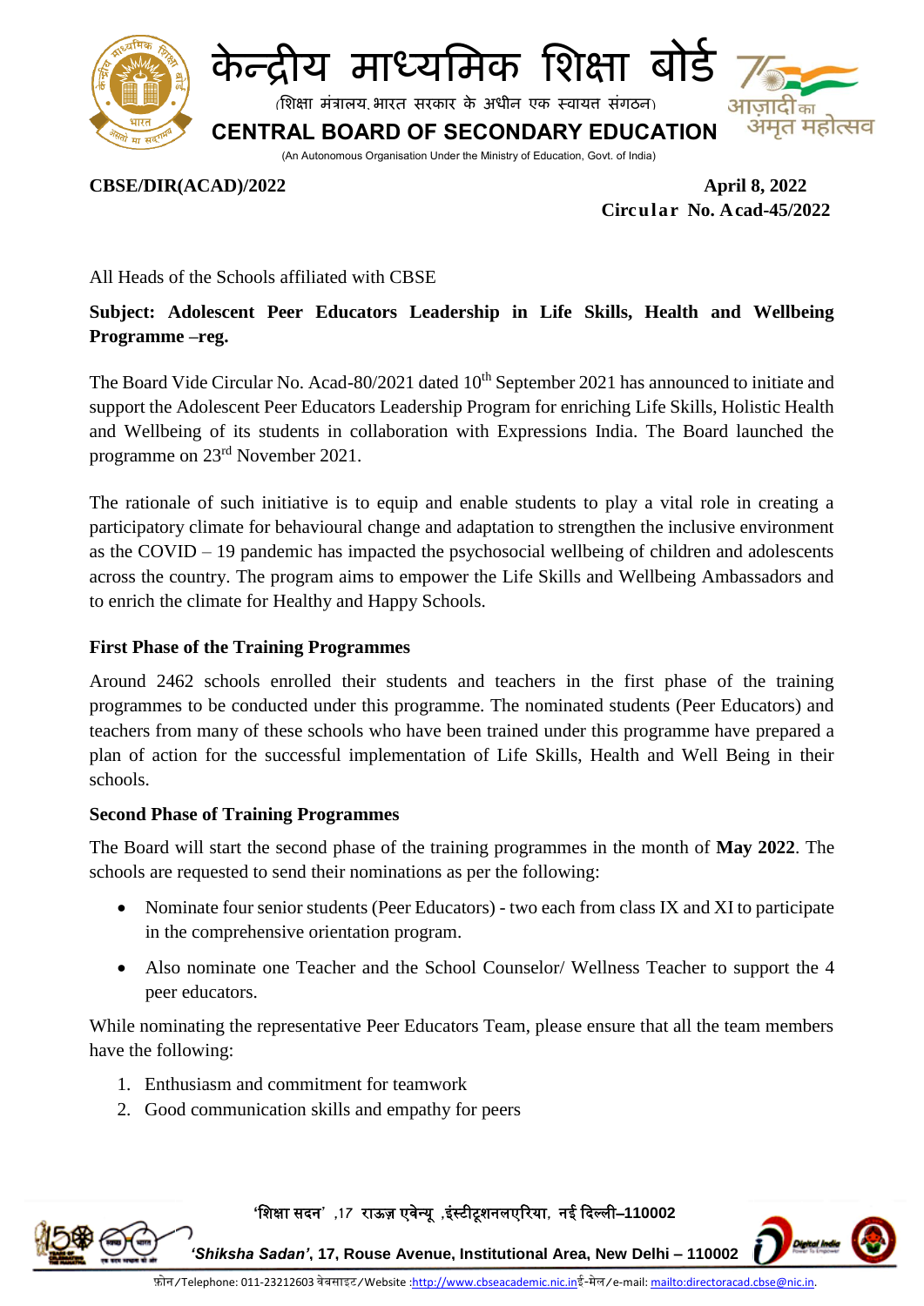# केन्द्रीय माध्यमिक शिक्षा बोर्ड

(शिक्षा मंत्रालय, भारत सरकार के अधीन एक स्वायत्त संगठन)

# CENTRAL BOARD OF SECONDARY EDUCATION

(An Autonomous Organisation Under the Ministry of Education, Govt. of India)

**CBSE/DIR(ACAD)/2022** **April 8, 2022**

**Circular No. Acad-45/2022**

All Heads of the Schools affiliated with CBSE

**Subject: Adolescent Peer Educators Leadership in Life Skills, Health and Wellbeing Programme –reg.**

The Board Vide Circular No. Acad-80/2021 dated 10th September 2021 has announced to initiate and support the Adolescent Peer Educators Leadership Program for enriching Life Skills, Holistic Health and Wellbeing of its students in collaboration with Expressions India. The Board launched the programme on 23rd November 2021.

The rationale of such initiative is to equip and enable students to play a vital role in creating a participatory climate for behavioural change and adaptation to strengthen the inclusive environment as the COVID – 19 pandemic has impacted the psychosocial wellbeing of children and adolescents across the country. The program aims to empower the Life Skills and Wellbeing Ambassadors and to enrich the climate for Healthy and Happy Schools.

**First Phase of the Training Programmes**

Around 2462 schools enrolled their students and teachers in the first phase of the training programmes to be conducted under this programme. The nominated students (Peer Educators) and teachers from many of these schools who have been trained under this programme have prepared a plan of action for the successful implementation of Life Skills, Health and Well Being in their schools.

**Second Phase of Training Programmes**

The Board will start the second phase of the training programmes in the month of **May 2022**. The schools are requested to send their nominations as per the following:

- Nominate four senior students (Peer Educators) - two each from class IX and XI to participate in the comprehensive orientation program.
- Also nominate one Teacher and the School Counselor/ Wellness Teacher to support the 4 peer educators.

While nominating the representative Peer Educators Team, please ensure that all the team members have the following:

1. Enthusiasm and commitment for teamwork
2. Good communication skills and empathy for peers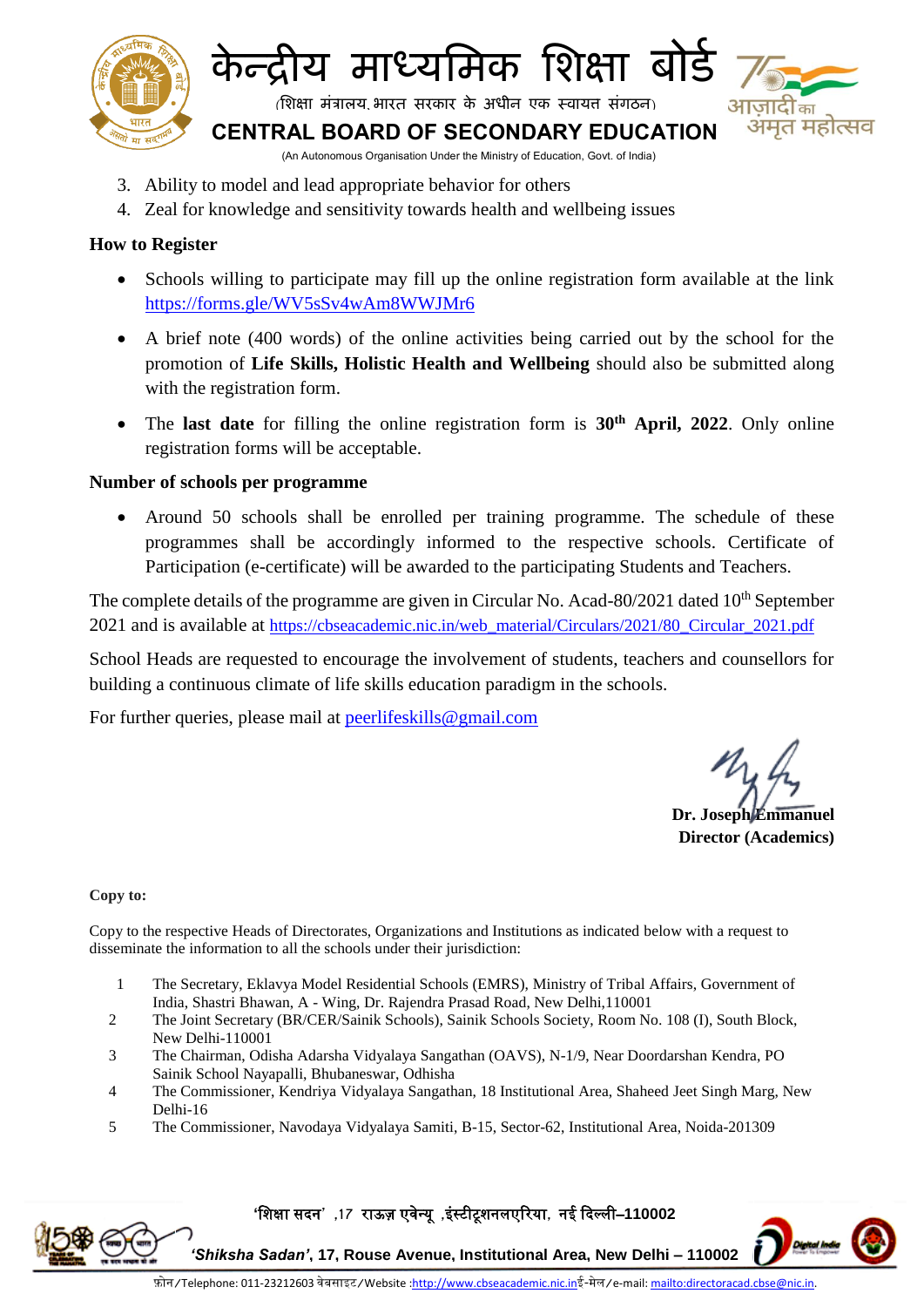3. Ability to model and lead appropriate behavior for others
4. Zeal for knowledge and sensitivity towards health and wellbeing issues

**How to Register**

- Schools willing to participate may fill up the online registration form available at the link https://forms.gle/WV5sSv4wAm8WWJMr6
- A brief note (400 words) of the online activities being carried out by the school for the promotion of **Life Skills, Holistic Health and Wellbeing** should also be submitted along with the registration form.
- The **last date** for filling the online registration form is **30th April, 2022**. Only online registration forms will be acceptable.

**Number of schools per programme**

- Around 50 schools shall be enrolled per training programme. The schedule of these programmes shall be accordingly informed to the respective schools. Certificate of Participation (e-certificate) will be awarded to the participating Students and Teachers.

The complete details of the programme are given in Circular No. Acad-80/2021 dated 10th September 2021 and is available at https://cbseacademic.nic.in/web_material/Circulars/2021/80_Circular_2021.pdf

School Heads are requested to encourage the involvement of students, teachers and counsellors for building a continuous climate of life skills education paradigm in the schools.

For further queries, please mail at peerlifeskills@gmail.com

**Dr. Joseph Emmanuel**
**Director (Academics)**

**Copy to:**

Copy to the respective Heads of Directorates, Organizations and Institutions as indicated below with a request to disseminate the information to all the schools under their jurisdiction:

1. The Secretary, Eklavya Model Residential Schools (EMRS), Ministry of Tribal Affairs, Government of India, Shastri Bhawan, A - Wing, Dr. Rajendra Prasad Road, New Delhi,110001
2. The Joint Secretary (BR/CER/Sainik Schools), Sainik Schools Society, Room No. 108 (I), South Block, New Delhi-110001
3. The Chairman, Odisha Adarsha Vidyalaya Sangathan (OAVS), N-1/9, Near Doordarshan Kendra, PO Sainik School Nayapalli, Bhubaneswar, Odhisha
4. The Commissioner, Kendriya Vidyalaya Sangathan, 18 Institutional Area, Shaheed Jeet Singh Marg, New Delhi-16
5. The Commissioner, Navodaya Vidyalaya Samiti, B-15, Sector-62, Institutional Area, Noida-201309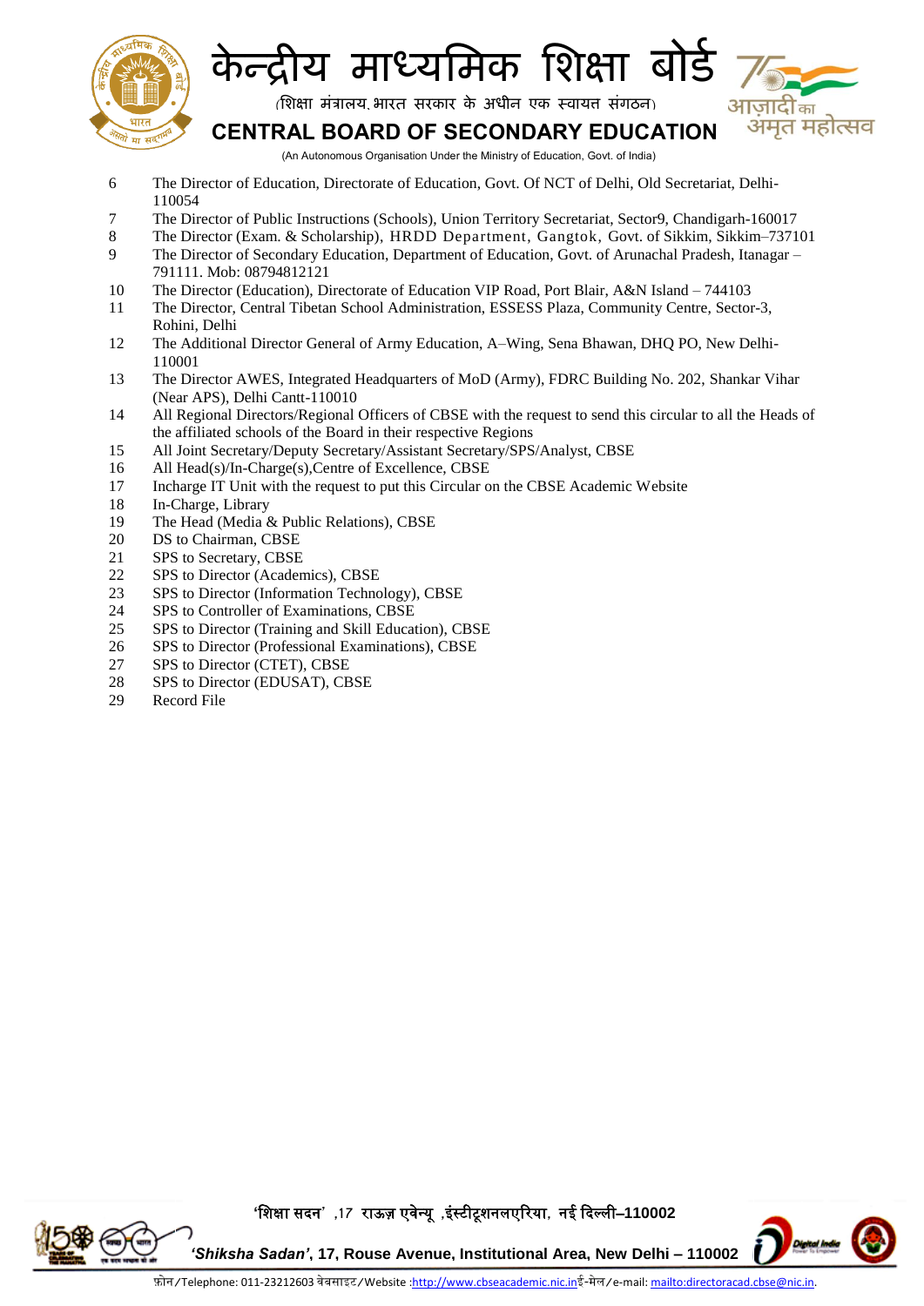6. The Director of Education, Directorate of Education, Govt. Of NCT of Delhi, Old Secretariat, Delhi-110054
7. The Director of Public Instructions (Schools), Union Territory Secretariat, Sector9, Chandigarh-160017
8. The Director (Exam. & Scholarship), HRDD Department, Gangtok, Govt. of Sikkim, Sikkim–737101
9. The Director of Secondary Education, Department of Education, Govt. of Arunachal Pradesh, Itanagar – 791111. Mob: 08794812121
10. The Director (Education), Directorate of Education VIP Road, Port Blair, A&N Island – 744103
11. The Director, Central Tibetan School Administration, ESSESS Plaza, Community Centre, Sector-3, Rohini, Delhi
12. The Additional Director General of Army Education, A–Wing, Sena Bhawan, DHQ PO, New Delhi-110001
13. The Director AWES, Integrated Headquarters of MoD (Army), FDRC Building No. 202, Shankar Vihar (Near APS), Delhi Cantt-110010
14. All Regional Directors/Regional Officers of CBSE with the request to send this circular to all the Heads of the affiliated schools of the Board in their respective Regions
15. All Joint Secretary/Deputy Secretary/Assistant Secretary/SPS/Analyst, CBSE
16. All Head(s)/In-Charge(s),Centre of Excellence, CBSE
17. Incharge IT Unit with the request to put this Circular on the CBSE Academic Website
18. In-Charge, Library
19. The Head (Media & Public Relations), CBSE
20. DS to Chairman, CBSE
21. SPS to Secretary, CBSE
22. SPS to Director (Academics), CBSE
23. SPS to Director (Information Technology), CBSE
24. SPS to Controller of Examinations, CBSE
25. SPS to Director (Training and Skill Education), CBSE
26. SPS to Director (Professional Examinations), CBSE
27. SPS to Director (CTET), CBSE
28. SPS to Director (EDUSAT), CBSE
29. Record File